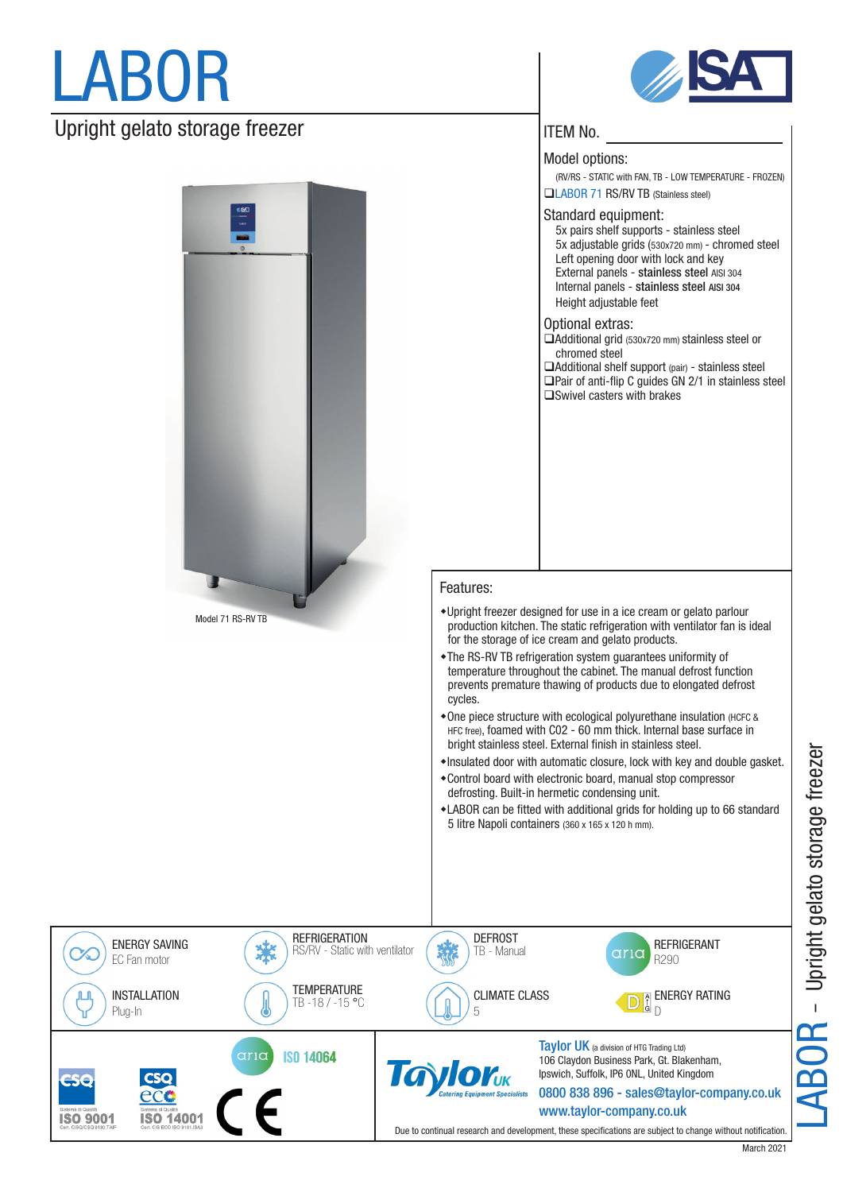# LABOR

## Upright gelato storage freezer

Model 71 RS-RV TB

ITEM No. ____________

### Model options:

(RV/RS - STATIC with FAN, TB - LOW TEMPERATURE - FROZEN)

❏LABOR 71 RS/RV TB (Stainless steel)

### Standard equipment:

- 5x pairs shelf supports - stainless steel
- 5x adjustable grids (530x720 mm) - chromed steel
- Left opening door with lock and key
- External panels - **stainless steel** AISI 304
- Internal panels - **stainless steel** AISI 304
- Height adjustable feet

### Optional extras:

❏Additional grid (530x720 mm) stainless steel or chromed steel
❏Additional shelf support (pair) - stainless steel
❏Pair of anti-flip C guides GN 2/1 in stainless steel
❏Swivel casters with brakes

### Features:

- Upright freezer designed for use in a ice cream or gelato parlour production kitchen. The static refrigeration with ventilator fan is ideal for the storage of ice cream and gelato products.
- The RS-RV TB refrigeration system guarantees uniformity of temperature throughout the cabinet. The manual defrost function prevents premature thawing of products due to elongated defrost cycles.
- One piece structure with ecological polyurethane insulation (HCFC & HFC free), foamed with C02 - 60 mm thick. Internal base surface in bright stainless steel. External finish in stainless steel.
- Insulated door with automatic closure, lock with key and double gasket.
- Control board with electronic board, manual stop compressor defrosting. Built-in hermetic condensing unit.
- LABOR can be fitted with additional grids for holding up to 66 standard 5 litre Napoli containers (360 x 165 x 120 h mm).

| | | | |
|---|---|---|---|
| ENERGY SAVING<br>EC Fan motor | REFRIGERATION<br>RS/RV - Static with ventilator | DEFROST<br>TB - Manual | REFRIGERANT<br>R290 |
| INSTALLATION<br>Plug-In | TEMPERATURE<br>TB -18 / -15 °C | CLIMATE CLASS<br>5 | ENERGY RATING<br>D |

ISO 9001 — ISO 14001 — ISO 14064 — CE

**Taylor UK** (a division of HTG Trading Ltd)
106 Claydon Business Park, Gt. Blakenham,
Ipswich, Suffolk, IP6 0NL, United Kingdom
0800 838 896 - sales@taylor-company.co.uk
www.taylor-company.co.uk

Due to continual research and development, these specifications are subject to change without notification.

March 2021

LABOR – Upright gelato storage freezer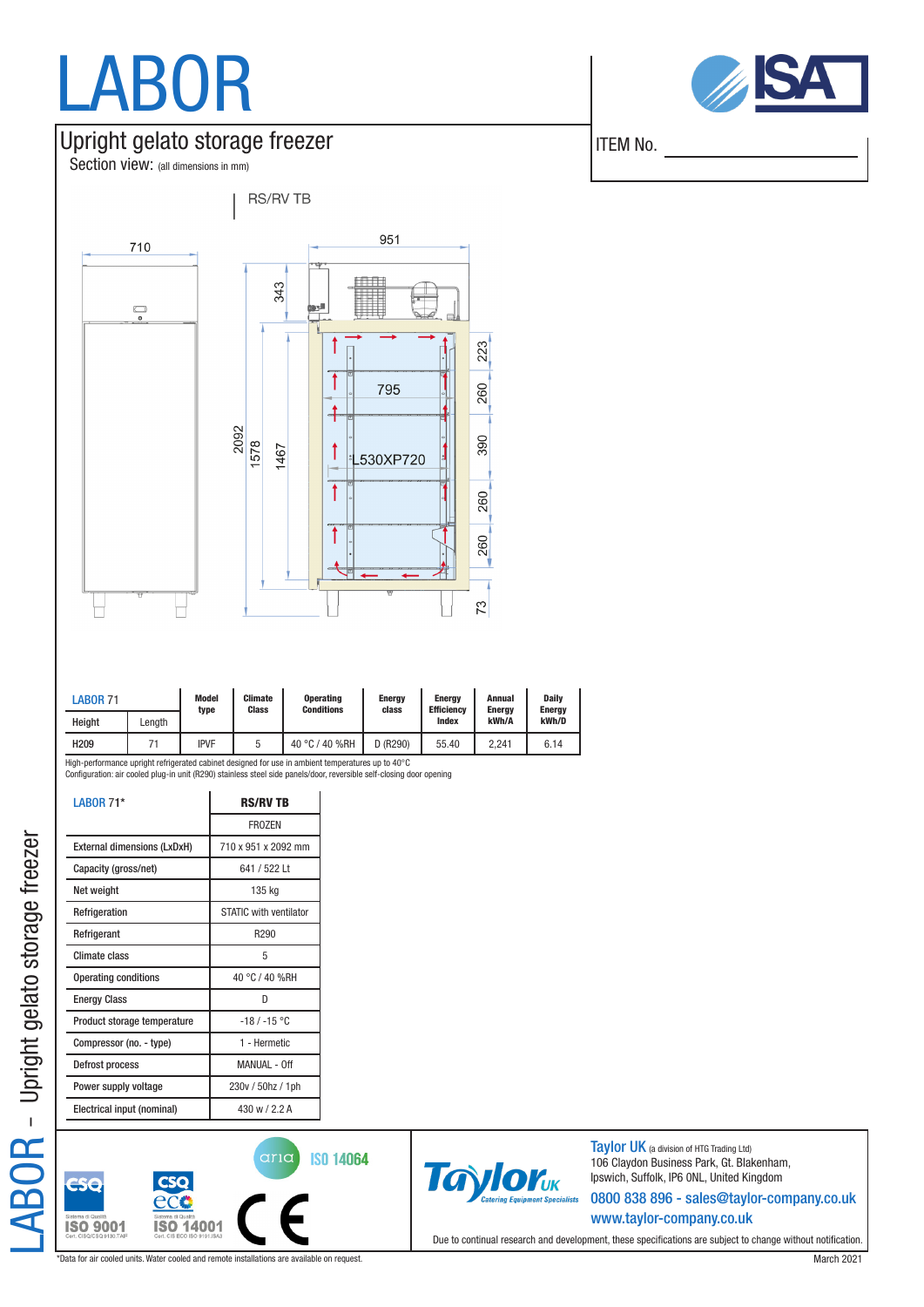# LABOR

ITEM No. ______________

## Upright gelato storage freezer

Section view: (all dimensions in mm)

RS/RV TB

710

951

343

795

2092

1578

1467

L530XP720

223

260

390

260

260

73

| LABOR 71 | | Model type | Climate Class | Operating Conditions | Energy class | Energy Efficiency Index | Annual Energy kWh/A | Daily Energy kWh/D |
|---|---|---|---|---|---|---|---|---|
| Height | Length | | | | | | | |
| H209 | 71 | IPVF | 5 | 40 °C / 40 %RH | D (R290) | 55.40 | 2,241 | 6.14 |

High-performance upright refrigerated cabinet designed for use in ambient temperatures up to 40°C
Configuration: air cooled plug-in unit (R290) stainless steel side panels/door, reversible self-closing door opening

| LABOR 71* | RS/RV TB |
|---|---|
| | FROZEN |
| External dimensions (LxDxH) | 710 x 951 x 2092 mm |
| Capacity (gross/net) | 641 / 522 Lt |
| Net weight | 135 kg |
| Refrigeration | STATIC with ventilator |
| Refrigerant | R290 |
| Climate class | 5 |
| Operating conditions | 40 °C / 40 %RH |
| Energy Class | D |
| Product storage temperature | -18 / -15 °C |
| Compressor (no. - type) | 1 - Hermetic |
| Defrost process | MANUAL - Off |
| Power supply voltage | 230v / 50hz / 1ph |
| Electrical input (nominal) | 430 w / 2.2 A |

LABOR – Upright gelato storage freezer

ISO 9001 · ISO 14001 · ISO 14064 · CE

**Taylor UK** (a division of HTG Trading Ltd)
106 Claydon Business Park, Gt. Blakenham,
Ipswich, Suffolk, IP6 0NL, United Kingdom
0800 838 896 - sales@taylor-company.co.uk
www.taylor-company.co.uk

Due to continual research and development, these specifications are subject to change without notification.

*Data for air cooled units. Water cooled and remote installations are available on request.

March 2021